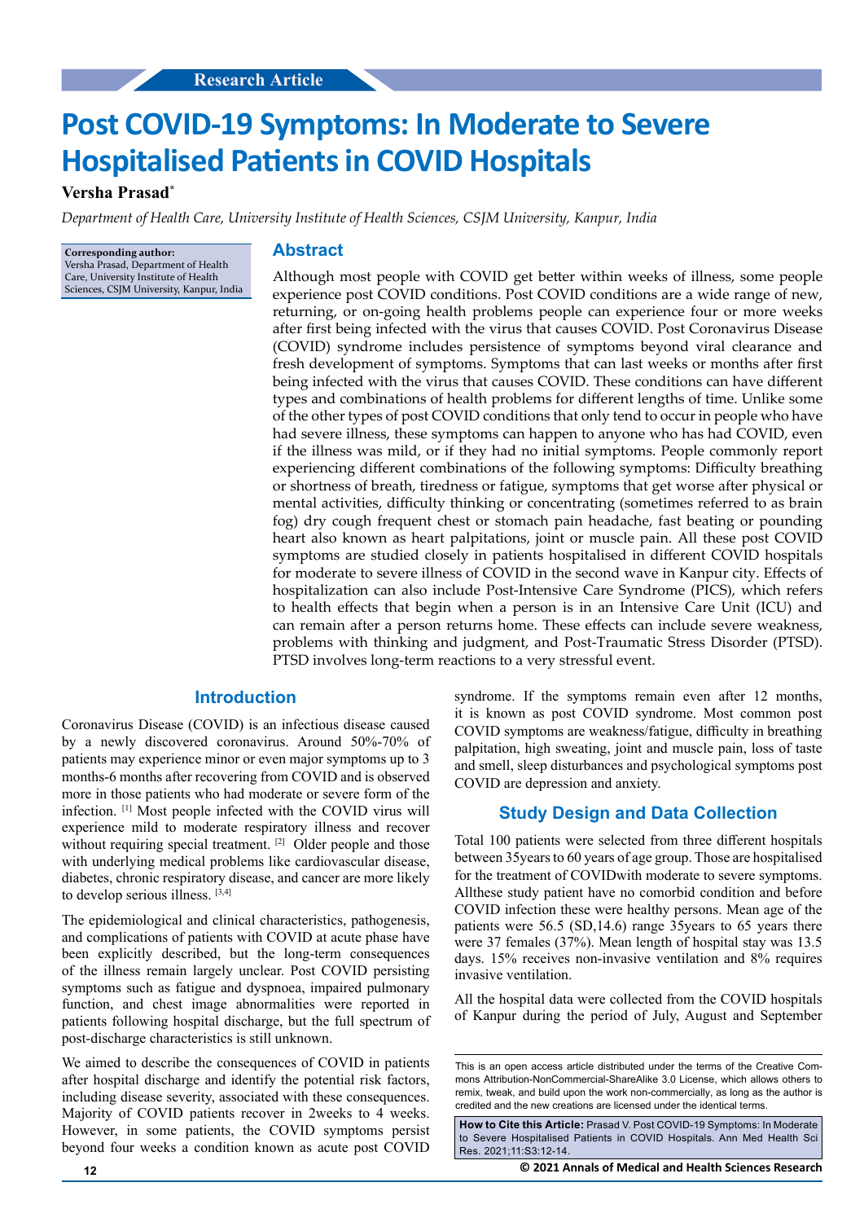Research Article

# Post COVID-19 Symptoms: In Moderate to Severe Hospitalised Patients in COVID Hospitals

**Versha Prasad***

*Department of Health Care, University Institute of Health Sciences, CSJM University, Kanpur, India*

**Corresponding author:**
Versha Prasad, Department of Health Care, University Institute of Health Sciences, CSJM University, Kanpur, India

## Abstract

Although most people with COVID get better within weeks of illness, some people experience post COVID conditions. Post COVID conditions are a wide range of new, returning, or on-going health problems people can experience four or more weeks after first being infected with the virus that causes COVID. Post Coronavirus Disease (COVID) syndrome includes persistence of symptoms beyond viral clearance and fresh development of symptoms. Symptoms that can last weeks or months after first being infected with the virus that causes COVID. These conditions can have different types and combinations of health problems for different lengths of time. Unlike some of the other types of post COVID conditions that only tend to occur in people who have had severe illness, these symptoms can happen to anyone who has had COVID, even if the illness was mild, or if they had no initial symptoms. People commonly report experiencing different combinations of the following symptoms: Difficulty breathing or shortness of breath, tiredness or fatigue, symptoms that get worse after physical or mental activities, difficulty thinking or concentrating (sometimes referred to as brain fog) dry cough frequent chest or stomach pain headache, fast beating or pounding heart also known as heart palpitations, joint or muscle pain. All these post COVID symptoms are studied closely in patients hospitalised in different COVID hospitals for moderate to severe illness of COVID in the second wave in Kanpur city. Effects of hospitalization can also include Post-Intensive Care Syndrome (PICS), which refers to health effects that begin when a person is in an Intensive Care Unit (ICU) and can remain after a person returns home. These effects can include severe weakness, problems with thinking and judgment, and Post-Traumatic Stress Disorder (PTSD). PTSD involves long-term reactions to a very stressful event.

## Introduction

Coronavirus Disease (COVID) is an infectious disease caused by a newly discovered coronavirus. Around 50%-70% of patients may experience minor or even major symptoms up to 3 months-6 months after recovering from COVID and is observed more in those patients who had moderate or severe form of the infection. [1] Most people infected with the COVID virus will experience mild to moderate respiratory illness and recover without requiring special treatment. [2] Older people and those with underlying medical problems like cardiovascular disease, diabetes, chronic respiratory disease, and cancer are more likely to develop serious illness. [3,4]

The epidemiological and clinical characteristics, pathogenesis, and complications of patients with COVID at acute phase have been explicitly described, but the long-term consequences of the illness remain largely unclear. Post COVID persisting symptoms such as fatigue and dyspnoea, impaired pulmonary function, and chest image abnormalities were reported in patients following hospital discharge, but the full spectrum of post-discharge characteristics is still unknown.

We aimed to describe the consequences of COVID in patients after hospital discharge and identify the potential risk factors, including disease severity, associated with these consequences. Majority of COVID patients recover in 2weeks to 4 weeks. However, in some patients, the COVID symptoms persist beyond four weeks a condition known as acute post COVID syndrome. If the symptoms remain even after 12 months, it is known as post COVID syndrome. Most common post COVID symptoms are weakness/fatigue, difficulty in breathing palpitation, high sweating, joint and muscle pain, loss of taste and smell, sleep disturbances and psychological symptoms post COVID are depression and anxiety.

## Study Design and Data Collection

Total 100 patients were selected from three different hospitals between 35years to 60 years of age group. Those are hospitalised for the treatment of COVIDwith moderate to severe symptoms. Allthese study patient have no comorbid condition and before COVID infection these were healthy persons. Mean age of the patients were 56.5 (SD,14.6) range 35years to 65 years there were 37 females (37%). Mean length of hospital stay was 13.5 days. 15% receives non-invasive ventilation and 8% requires invasive ventilation.

All the hospital data were collected from the COVID hospitals of Kanpur during the period of July, August and September

This is an open access article distributed under the terms of the Creative Commons Attribution-NonCommercial-ShareAlike 3.0 License, which allows others to remix, tweak, and build upon the work non-commercially, as long as the author is credited and the new creations are licensed under the identical terms.

**How to Cite this Article:** Prasad V. Post COVID-19 Symptoms: In Moderate to Severe Hospitalised Patients in COVID Hospitals. Ann Med Health Sci Res. 2021;11:S3:12-14.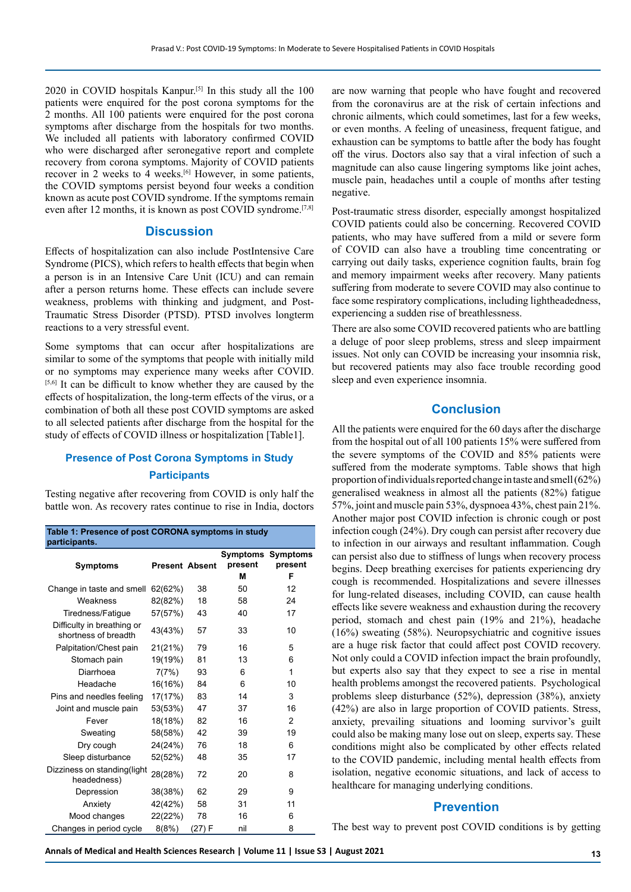2020 in COVID hospitals Kanpur.[5] In this study all the 100 patients were enquired for the post corona symptoms for the 2 months. All 100 patients were enquired for the post corona symptoms after discharge from the hospitals for two months. We included all patients with laboratory confirmed COVID who were discharged after seronegative report and complete recovery from corona symptoms. Majority of COVID patients recover in 2 weeks to 4 weeks.[6] However, in some patients, the COVID symptoms persist beyond four weeks a condition known as acute post COVID syndrome. If the symptoms remain even after 12 months, it is known as post COVID syndrome.[7,8]

## Discussion

Effects of hospitalization can also include PostIntensive Care Syndrome (PICS), which refers to health effects that begin when a person is in an Intensive Care Unit (ICU) and can remain after a person returns home. These effects can include severe weakness, problems with thinking and judgment, and Post-Traumatic Stress Disorder (PTSD). PTSD involves longterm reactions to a very stressful event.

Some symptoms that can occur after hospitalizations are similar to some of the symptoms that people with initially mild or no symptoms may experience many weeks after COVID.[5,6] It can be difficult to know whether they are caused by the effects of hospitalization, the long-term effects of the virus, or a combination of both all these post COVID symptoms are asked to all selected patients after discharge from the hospital for the study of effects of COVID illness or hospitalization [Table1].

### Presence of Post Corona Symptoms in Study Participants

Testing negative after recovering from COVID is only half the battle won. As recovery rates continue to rise in India, doctors are now warning that people who have fought and recovered from the coronavirus are at the risk of certain infections and chronic ailments, which could sometimes, last for a few weeks, or even months. A feeling of uneasiness, frequent fatigue, and exhaustion can be symptoms to battle after the body has fought off the virus. Doctors also say that a viral infection of such a magnitude can also cause lingering symptoms like joint aches, muscle pain, headaches until a couple of months after testing negative.

**Table 1: Presence of post CORONA symptoms in study participants.**

| Symptoms | Present | Absent | Symptoms present M | Symptoms present F |
|---|---|---|---|---|
| Change in taste and smell | 62(62%) | 38 | 50 | 12 |
| Weakness | 82(82%) | 18 | 58 | 24 |
| Tiredness/Fatigue | 57(57%) | 43 | 40 | 17 |
| Difficulty in breathing or shortness of breadth | 43(43%) | 57 | 33 | 10 |
| Palpitation/Chest pain | 21(21%) | 79 | 16 | 5 |
| Stomach pain | 19(19%) | 81 | 13 | 6 |
| Diarrhoea | 7(7%) | 93 | 6 | 1 |
| Headache | 16(16%) | 84 | 6 | 10 |
| Pins and needles feeling | 17(17%) | 83 | 14 | 3 |
| Joint and muscle pain | 53(53%) | 47 | 37 | 16 |
| Fever | 18(18%) | 82 | 16 | 2 |
| Sweating | 58(58%) | 42 | 39 | 19 |
| Dry cough | 24(24%) | 76 | 18 | 6 |
| Sleep disturbance | 52(52%) | 48 | 35 | 17 |
| Dizziness on standing(light headedness) | 28(28%) | 72 | 20 | 8 |
| Depression | 38(38%) | 62 | 29 | 9 |
| Anxiety | 42(42%) | 58 | 31 | 11 |
| Mood changes | 22(22%) | 78 | 16 | 6 |
| Changes in period cycle | 8(8%) | (27) F | nil | 8 |

Post-traumatic stress disorder, especially amongst hospitalized COVID patients could also be concerning. Recovered COVID patients, who may have suffered from a mild or severe form of COVID can also have a troubling time concentrating or carrying out daily tasks, experience cognition faults, brain fog and memory impairment weeks after recovery. Many patients suffering from moderate to severe COVID may also continue to face some respiratory complications, including lightheadedness, experiencing a sudden rise of breathlessness.

There are also some COVID recovered patients who are battling a deluge of poor sleep problems, stress and sleep impairment issues. Not only can COVID be increasing your insomnia risk, but recovered patients may also face trouble recording good sleep and even experience insomnia.

## Conclusion

All the patients were enquired for the 60 days after the discharge from the hospital out of all 100 patients 15% were suffered from the severe symptoms of the COVID and 85% patients were suffered from the moderate symptoms. Table shows that high proportion of individuals reported change in taste and smell (62%) generalised weakness in almost all the patients (82%) fatigue 57%, joint and muscle pain 53%, dyspnoea 43%, chest pain 21%. Another major post COVID infection is chronic cough or post infection cough (24%). Dry cough can persist after recovery due to infection in our airways and resultant inflammation. Cough can persist also due to stiffness of lungs when recovery process begins. Deep breathing exercises for patients experiencing dry cough is recommended. Hospitalizations and severe illnesses for lung-related diseases, including COVID, can cause health effects like severe weakness and exhaustion during the recovery period, stomach and chest pain (19% and 21%), headache (16%) sweating (58%). Neuropsychiatric and cognitive issues are a huge risk factor that could affect post COVID recovery. Not only could a COVID infection impact the brain profoundly, but experts also say that they expect to see a rise in mental health problems amongst the recovered patients. Psychological problems sleep disturbance (52%), depression (38%), anxiety (42%) are also in large proportion of COVID patients. Stress, anxiety, prevailing situations and looming survivor's guilt could also be making many lose out on sleep, experts say. These conditions might also be complicated by other effects related to the COVID pandemic, including mental health effects from isolation, negative economic situations, and lack of access to healthcare for managing underlying conditions.

## Prevention

The best way to prevent post COVID conditions is by getting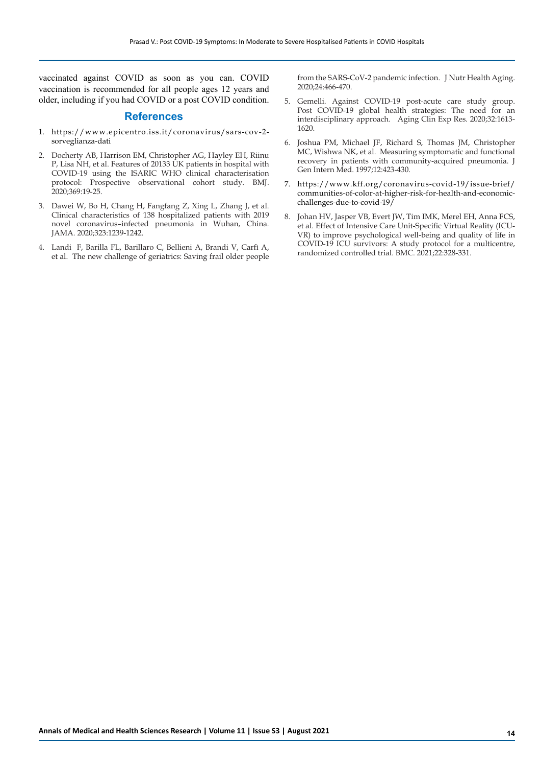vaccinated against COVID as soon as you can. COVID vaccination is recommended for all people ages 12 years and older, including if you had COVID or a post COVID condition.

## References

1. https://www.epicentro.iss.it/coronavirus/sars-cov-2-sorveglianza-dati
2. Docherty AB, Harrison EM, Christopher AG, Hayley EH, Riinu P, Lisa NH, et al. Features of 20133 UK patients in hospital with COVID-19 using the ISARIC WHO clinical characterisation protocol: Prospective observational cohort study. BMJ. 2020;369:19-25.
3. Dawei W, Bo H, Chang H, Fangfang Z, Xing L, Zhang J, et al. Clinical characteristics of 138 hospitalized patients with 2019 novel coronavirus–infected pneumonia in Wuhan, China. JAMA. 2020;323:1239-1242.
4. Landi F, Barilla FL, Barillaro C, Bellieni A, Brandi V, Carfi A, et al. The new challenge of geriatrics: Saving frail older people from the SARS-CoV-2 pandemic infection. J Nutr Health Aging. 2020;24:466-470.
5. Gemelli. Against COVID-19 post-acute care study group. Post COVID-19 global health strategies: The need for an interdisciplinary approach. Aging Clin Exp Res. 2020;32:1613-1620.
6. Joshua PM, Michael JF, Richard S, Thomas JM, Christopher MC, Wishwa NK, et al. Measuring symptomatic and functional recovery in patients with community-acquired pneumonia. J Gen Intern Med. 1997;12:423-430.
7. https://www.kff.org/coronavirus-covid-19/issue-brief/communities-of-color-at-higher-risk-for-health-and-economic-challenges-due-to-covid-19/
8. Johan HV, Jasper VB, Evert JW, Tim IMK, Merel EH, Anna FCS, et al. Effect of Intensive Care Unit-Specific Virtual Reality (ICU-VR) to improve psychological well-being and quality of life in COVID-19 ICU survivors: A study protocol for a multicentre, randomized controlled trial. BMC. 2021;22:328-331.